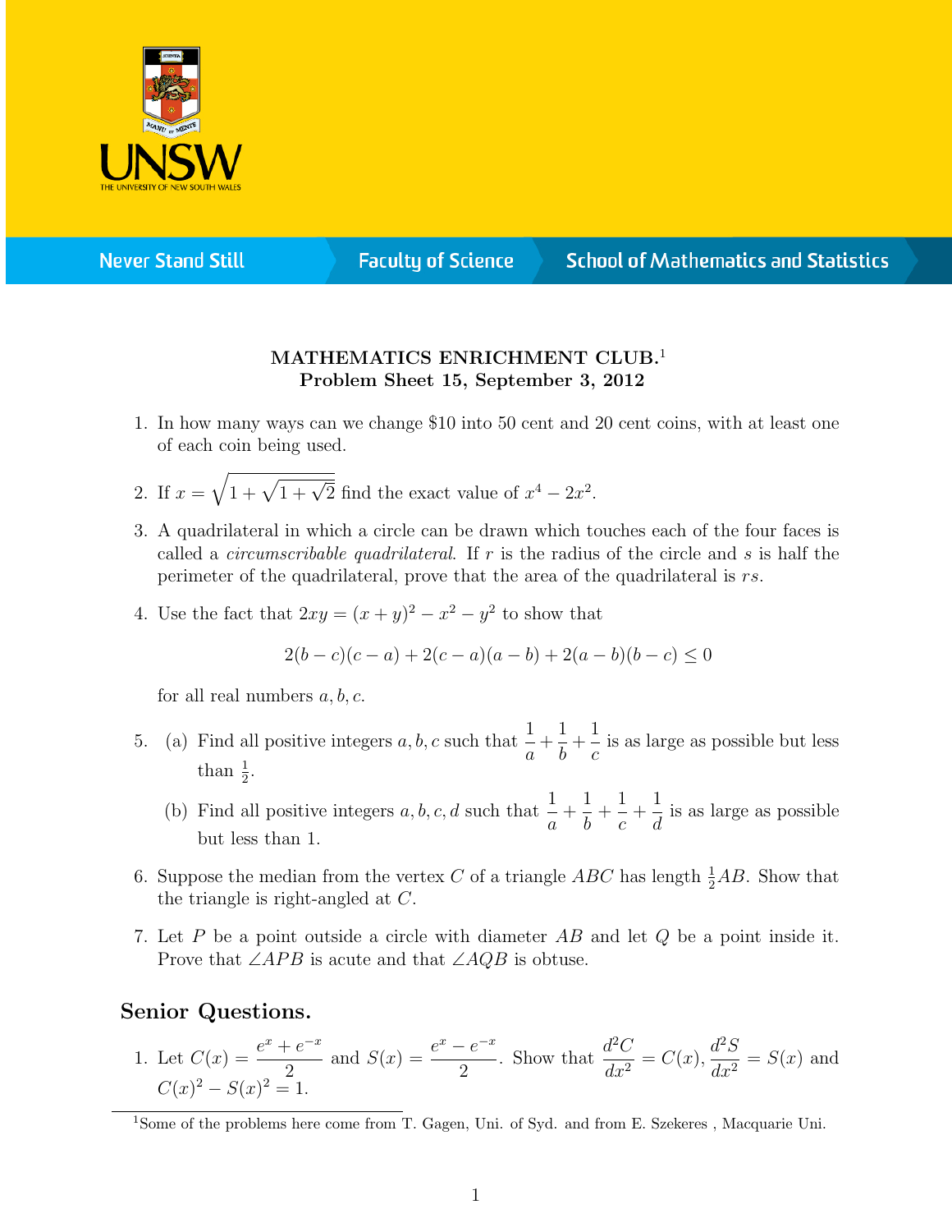Never Stand Still | Faculty of Science | School of Mathematics and Statistics

**MATHEMATICS ENRICHMENT CLUB.**[1]
**Problem Sheet 15, September 3, 2012**

1. In how many ways can we change \$10 into 50 cent and 20 cent coins, with at least one of each coin being used.

2. If $x = \sqrt{1 + \sqrt{1 + \sqrt{2}}}$ find the exact value of $x^4 - 2x^2$.

3. A quadrilateral in which a circle can be drawn which touches each of the four faces is called a *circumscribable quadrilateral*. If $r$ is the radius of the circle and $s$ is half the perimeter of the quadrilateral, prove that the area of the quadrilateral is $rs$.

4. Use the fact that $2xy = (x + y)^2 - x^2 - y^2$ to show that
$$2(b - c)(c - a) + 2(c - a)(a - b) + 2(a - b)(b - c) \leq 0$$
for all real numbers $a, b, c$.

5. (a) Find all positive integers $a, b, c$ such that $\dfrac{1}{a} + \dfrac{1}{b} + \dfrac{1}{c}$ is as large as possible but less than $\frac{1}{2}$.

   (b) Find all positive integers $a, b, c, d$ such that $\dfrac{1}{a} + \dfrac{1}{b} + \dfrac{1}{c} + \dfrac{1}{d}$ is as large as possible but less than 1.

6. Suppose the median from the vertex $C$ of a triangle $ABC$ has length $\frac{1}{2}AB$. Show that the triangle is right-angled at $C$.

7. Let $P$ be a point outside a circle with diameter $AB$ and let $Q$ be a point inside it. Prove that $\angle APB$ is acute and that $\angle AQB$ is obtuse.

## Senior Questions.

1. Let $C(x) = \dfrac{e^x + e^{-x}}{2}$ and $S(x) = \dfrac{e^x - e^{-x}}{2}$. Show that $\dfrac{d^2C}{dx^2} = C(x)$, $\dfrac{d^2S}{dx^2} = S(x)$ and $C(x)^2 - S(x)^2 = 1$.

[1] Some of the problems here come from T. Gagen, Uni. of Syd. and from E. Szekeres , Macquarie Uni.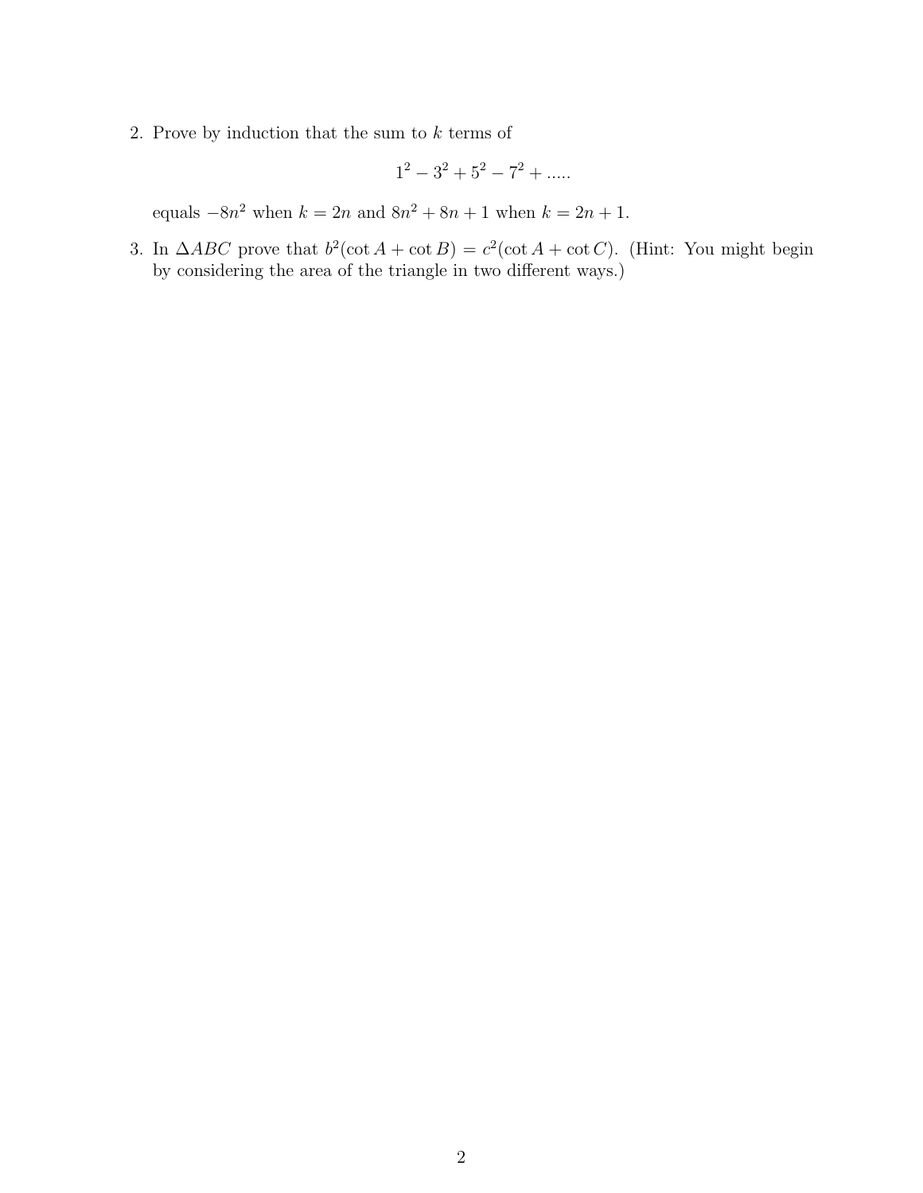2. Prove by induction that the sum to $k$ terms of

$$1^2 - 3^2 + 5^2 - 7^2 + .....$$

equals $-8n^2$ when $k = 2n$ and $8n^2 + 8n + 1$ when $k = 2n + 1$.

3. In $\Delta ABC$ prove that $b^2(\cot A + \cot B) = c^2(\cot A + \cot C)$. (Hint: You might begin by considering the area of the triangle in two different ways.)